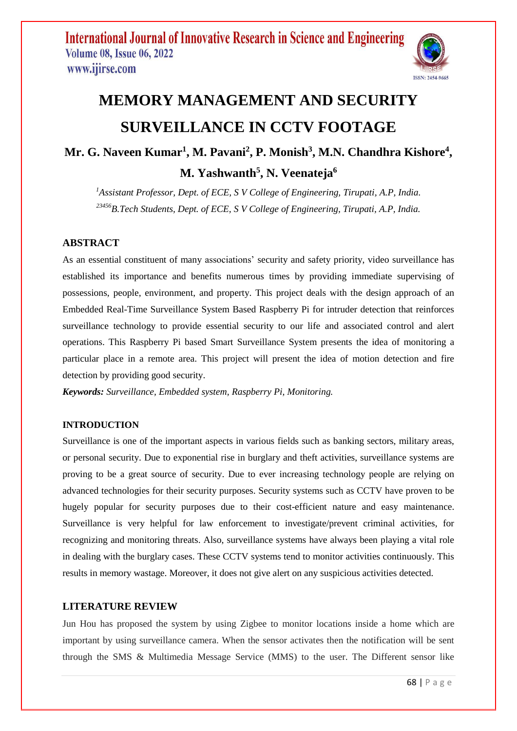# MEMORY MANAGEMENT AND SECURITY SURVEILLANCE IN CCTV FOOTAGE

**Mr. G. Naveen Kumar[1], M. Pavani[2], P. Monish[3], M.N. Chandhra Kishore[4], M. Yashwanth[5], N. Veenateja[6]**

*[1]Assistant Professor, Dept. of ECE, S V College of Engineering, Tirupati, A.P, India.*
*[23456]B.Tech Students, Dept. of ECE, S V College of Engineering, Tirupati, A.P, India.*

## ABSTRACT

As an essential constituent of many associations' security and safety priority, video surveillance has established its importance and benefits numerous times by providing immediate supervising of possessions, people, environment, and property. This project deals with the design approach of an Embedded Real-Time Surveillance System Based Raspberry Pi for intruder detection that reinforces surveillance technology to provide essential security to our life and associated control and alert operations. This Raspberry Pi based Smart Surveillance System presents the idea of monitoring a particular place in a remote area. This project will present the idea of motion detection and fire detection by providing good security.

***Keywords:*** *Surveillance, Embedded system, Raspberry Pi, Monitoring.*

## INTRODUCTION

Surveillance is one of the important aspects in various fields such as banking sectors, military areas, or personal security. Due to exponential rise in burglary and theft activities, surveillance systems are proving to be a great source of security. Due to ever increasing technology people are relying on advanced technologies for their security purposes. Security systems such as CCTV have proven to be hugely popular for security purposes due to their cost-efficient nature and easy maintenance. Surveillance is very helpful for law enforcement to investigate/prevent criminal activities, for recognizing and monitoring threats. Also, surveillance systems have always been playing a vital role in dealing with the burglary cases. These CCTV systems tend to monitor activities continuously. This results in memory wastage. Moreover, it does not give alert on any suspicious activities detected.

## LITERATURE REVIEW

Jun Hou has proposed the system by using Zigbee to monitor locations inside a home which are important by using surveillance camera. When the sensor activates then the notification will be sent through the SMS & Multimedia Message Service (MMS) to the user. The Different sensor like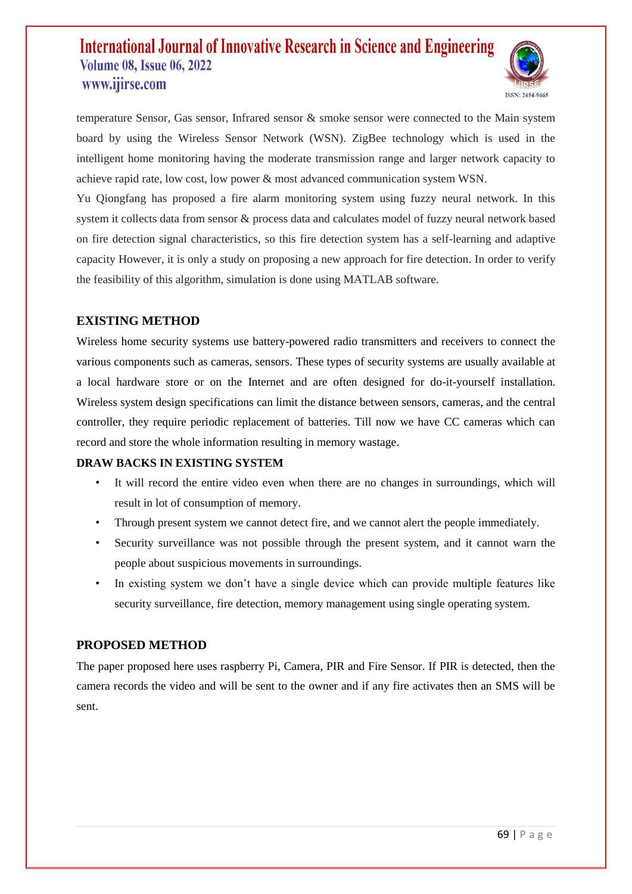temperature Sensor, Gas sensor, Infrared sensor & smoke sensor were connected to the Main system board by using the Wireless Sensor Network (WSN). ZigBee technology which is used in the intelligent home monitoring having the moderate transmission range and larger network capacity to achieve rapid rate, low cost, low power & most advanced communication system WSN.

Yu Qiongfang has proposed a fire alarm monitoring system using fuzzy neural network. In this system it collects data from sensor & process data and calculates model of fuzzy neural network based on fire detection signal characteristics, so this fire detection system has a self-learning and adaptive capacity However, it is only a study on proposing a new approach for fire detection. In order to verify the feasibility of this algorithm, simulation is done using MATLAB software.

## EXISTING METHOD

Wireless home security systems use battery-powered radio transmitters and receivers to connect the various components such as cameras, sensors. These types of security systems are usually available at a local hardware store or on the Internet and are often designed for do-it-yourself installation. Wireless system design specifications can limit the distance between sensors, cameras, and the central controller, they require periodic replacement of batteries. Till now we have CC cameras which can record and store the whole information resulting in memory wastage.

### DRAW BACKS IN EXISTING SYSTEM

- It will record the entire video even when there are no changes in surroundings, which will result in lot of consumption of memory.
- Through present system we cannot detect fire, and we cannot alert the people immediately.
- Security surveillance was not possible through the present system, and it cannot warn the people about suspicious movements in surroundings.
- In existing system we don't have a single device which can provide multiple features like security surveillance, fire detection, memory management using single operating system.

## PROPOSED METHOD

The paper proposed here uses raspberry Pi, Camera, PIR and Fire Sensor. If PIR is detected, then the camera records the video and will be sent to the owner and if any fire activates then an SMS will be sent.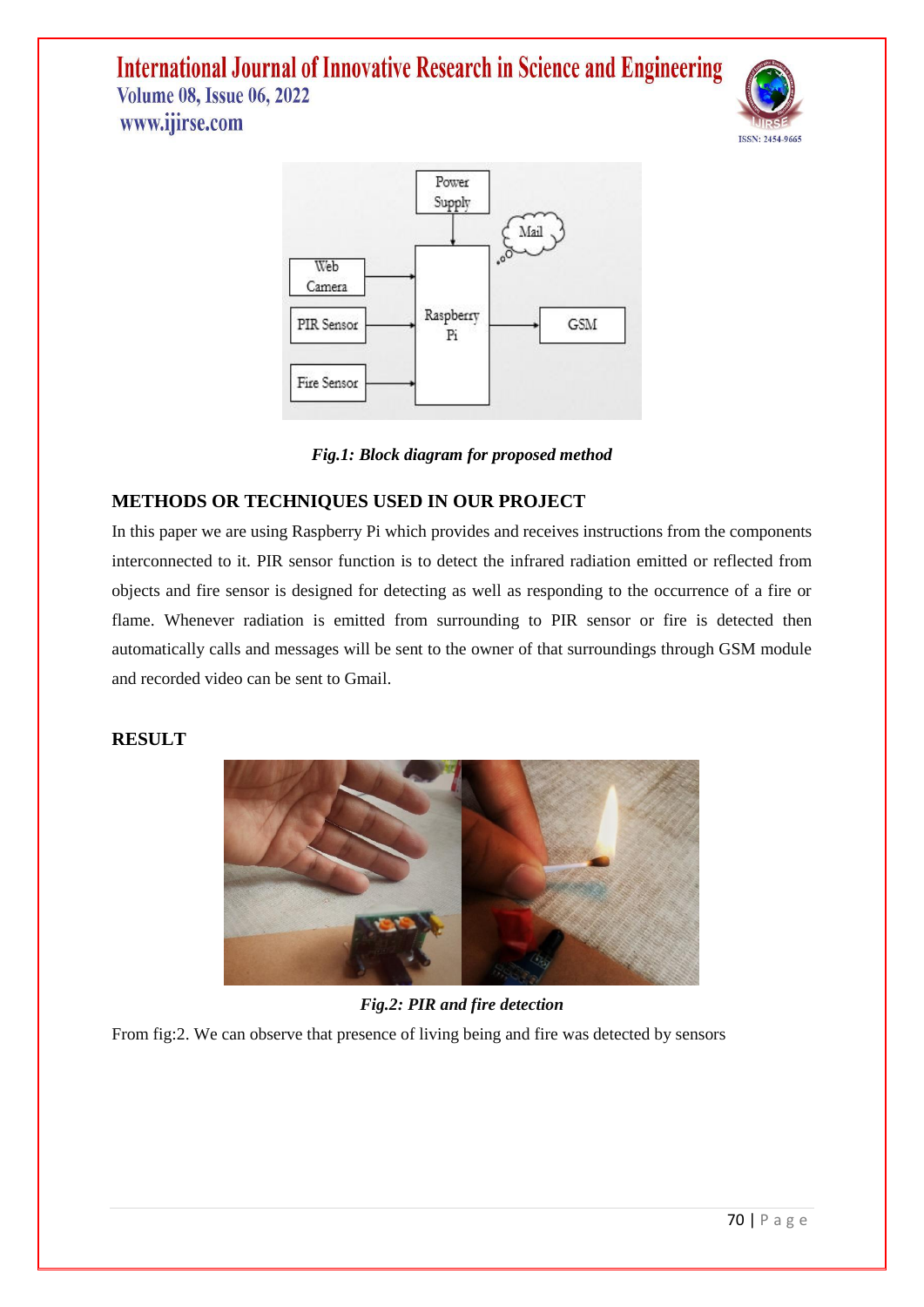*Fig.1: Block diagram for proposed method*

## METHODS OR TECHNIQUES USED IN OUR PROJECT

In this paper we are using Raspberry Pi which provides and receives instructions from the components interconnected to it. PIR sensor function is to detect the infrared radiation emitted or reflected from objects and fire sensor is designed for detecting as well as responding to the occurrence of a fire or flame. Whenever radiation is emitted from surrounding to PIR sensor or fire is detected then automatically calls and messages will be sent to the owner of that surroundings through GSM module and recorded video can be sent to Gmail.

## RESULT

*Fig.2: PIR and fire detection*

From fig:2. We can observe that presence of living being and fire was detected by sensors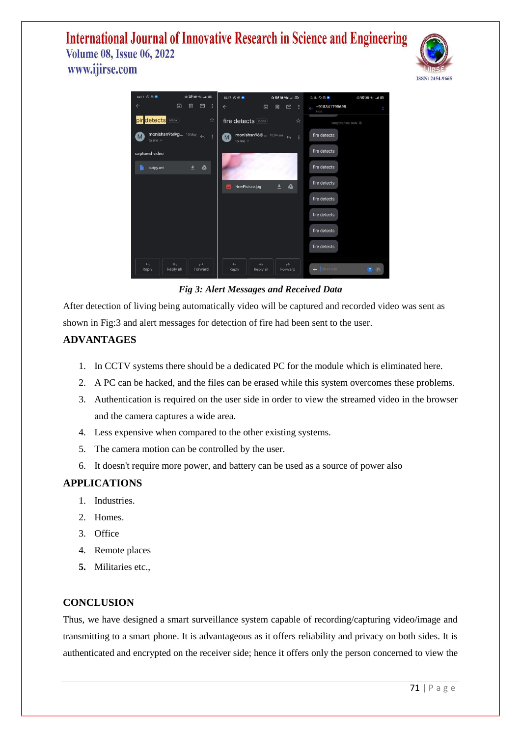*Fig 3: Alert Messages and Received Data*

After detection of living being automatically video will be captured and recorded video was sent as shown in Fig:3 and alert messages for detection of fire had been sent to the user.

## ADVANTAGES

1. In CCTV systems there should be a dedicated PC for the module which is eliminated here.
2. A PC can be hacked, and the files can be erased while this system overcomes these problems.
3. Authentication is required on the user side in order to view the streamed video in the browser and the camera captures a wide area.
4. Less expensive when compared to the other existing systems.
5. The camera motion can be controlled by the user.
6. It doesn't require more power, and battery can be used as a source of power also

## APPLICATIONS

1. Industries.
2. Homes.
3. Office
4. Remote places
5. Militaries etc.,

## CONCLUSION

Thus, we have designed a smart surveillance system capable of recording/capturing video/image and transmitting to a smart phone. It is advantageous as it offers reliability and privacy on both sides. It is authenticated and encrypted on the receiver side; hence it offers only the person concerned to view the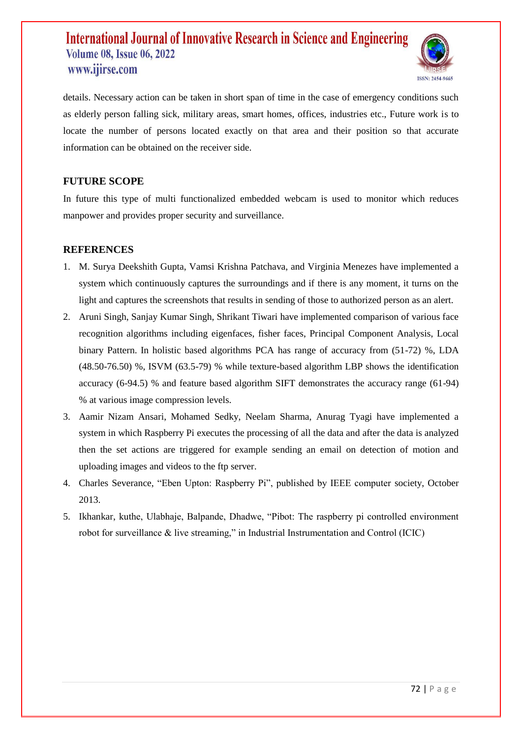details. Necessary action can be taken in short span of time in the case of emergency conditions such as elderly person falling sick, military areas, smart homes, offices, industries etc., Future work is to locate the number of persons located exactly on that area and their position so that accurate information can be obtained on the receiver side.

## FUTURE SCOPE

In future this type of multi functionalized embedded webcam is used to monitor which reduces manpower and provides proper security and surveillance.

## REFERENCES

1. M. Surya Deekshith Gupta, Vamsi Krishna Patchava, and Virginia Menezes have implemented a system which continuously captures the surroundings and if there is any moment, it turns on the light and captures the screenshots that results in sending of those to authorized person as an alert.
2. Aruni Singh, Sanjay Kumar Singh, Shrikant Tiwari have implemented comparison of various face recognition algorithms including eigenfaces, fisher faces, Principal Component Analysis, Local binary Pattern. In holistic based algorithms PCA has range of accuracy from (51-72) %, LDA (48.50-76.50) %, ISVM (63.5-79) % while texture-based algorithm LBP shows the identification accuracy (6-94.5) % and feature based algorithm SIFT demonstrates the accuracy range (61-94) % at various image compression levels.
3. Aamir Nizam Ansari, Mohamed Sedky, Neelam Sharma, Anurag Tyagi have implemented a system in which Raspberry Pi executes the processing of all the data and after the data is analyzed then the set actions are triggered for example sending an email on detection of motion and uploading images and videos to the ftp server.
4. Charles Severance, "Eben Upton: Raspberry Pi", published by IEEE computer society, October 2013.
5. Ikhankar, kuthe, Ulabhaje, Balpande, Dhadwe, "Pibot: The raspberry pi controlled environment robot for surveillance & live streaming," in Industrial Instrumentation and Control (ICIC)